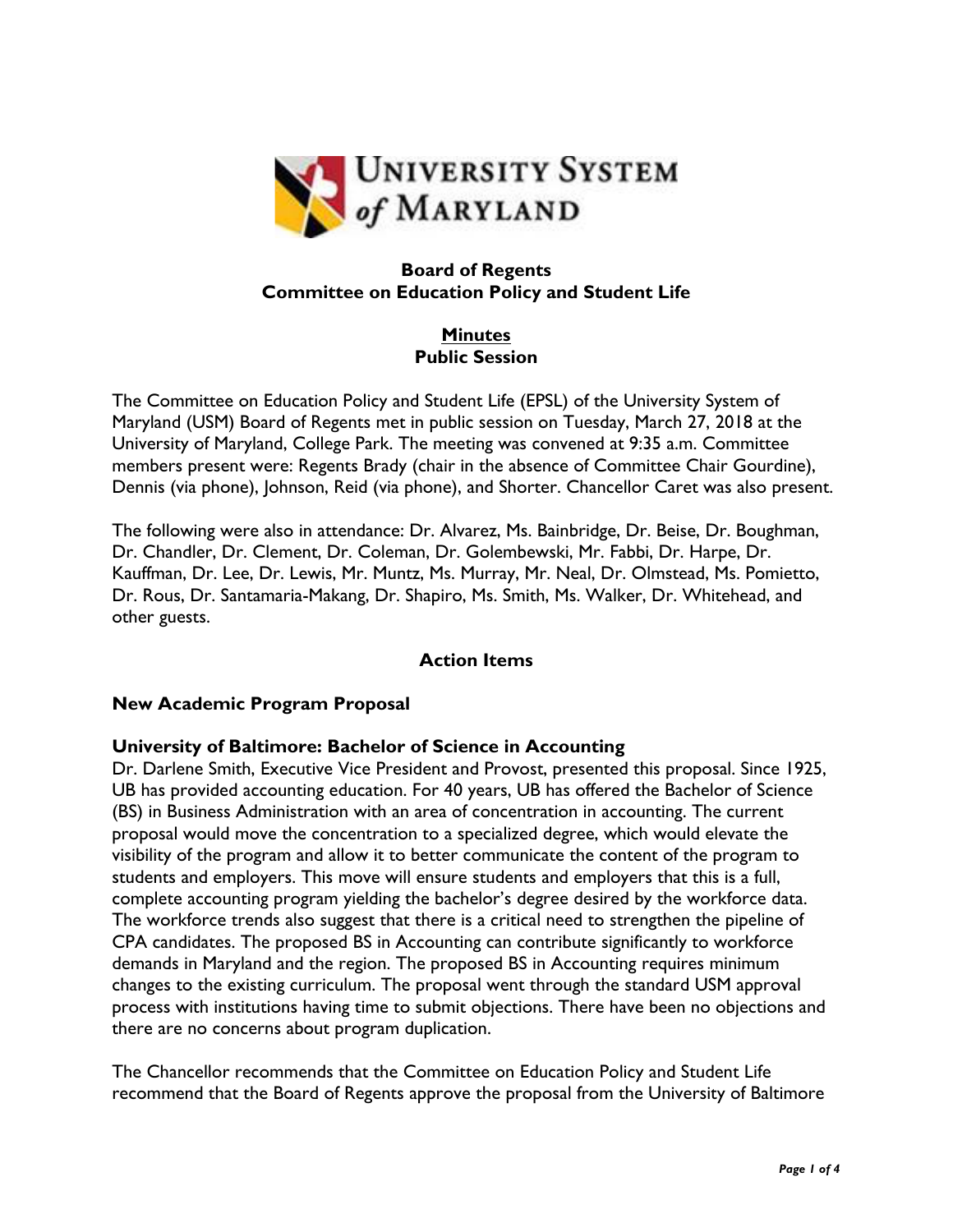**Board of Regents**
**Committee on Education Policy and Student Life**

**Minutes**
**Public Session**

The Committee on Education Policy and Student Life (EPSL) of the University System of Maryland (USM) Board of Regents met in public session on Tuesday, March 27, 2018 at the University of Maryland, College Park. The meeting was convened at 9:35 a.m. Committee members present were: Regents Brady (chair in the absence of Committee Chair Gourdine), Dennis (via phone), Johnson, Reid (via phone), and Shorter. Chancellor Caret was also present.

The following were also in attendance: Dr. Alvarez, Ms. Bainbridge, Dr. Beise, Dr. Boughman, Dr. Chandler, Dr. Clement, Dr. Coleman, Dr. Golembewski, Mr. Fabbi, Dr. Harpe, Dr. Kauffman, Dr. Lee, Dr. Lewis, Mr. Muntz, Ms. Murray, Mr. Neal, Dr. Olmstead, Ms. Pomietto, Dr. Rous, Dr. Santamaria-Makang, Dr. Shapiro, Ms. Smith, Ms. Walker, Dr. Whitehead, and other guests.

## Action Items

### New Academic Program Proposal

### University of Baltimore: Bachelor of Science in Accounting

Dr. Darlene Smith, Executive Vice President and Provost, presented this proposal. Since 1925, UB has provided accounting education. For 40 years, UB has offered the Bachelor of Science (BS) in Business Administration with an area of concentration in accounting. The current proposal would move the concentration to a specialized degree, which would elevate the visibility of the program and allow it to better communicate the content of the program to students and employers. This move will ensure students and employers that this is a full, complete accounting program yielding the bachelor's degree desired by the workforce data. The workforce trends also suggest that there is a critical need to strengthen the pipeline of CPA candidates. The proposed BS in Accounting can contribute significantly to workforce demands in Maryland and the region. The proposed BS in Accounting requires minimum changes to the existing curriculum. The proposal went through the standard USM approval process with institutions having time to submit objections. There have been no objections and there are no concerns about program duplication.

The Chancellor recommends that the Committee on Education Policy and Student Life recommend that the Board of Regents approve the proposal from the University of Baltimore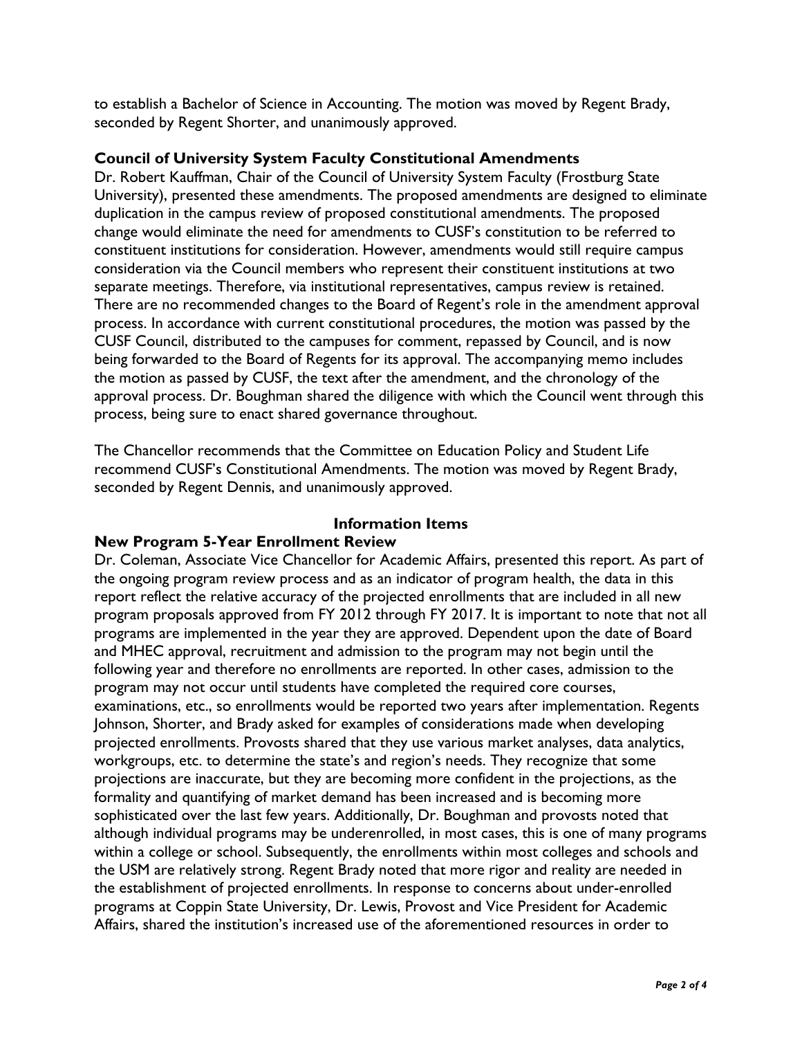to establish a Bachelor of Science in Accounting. The motion was moved by Regent Brady, seconded by Regent Shorter, and unanimously approved.

**Council of University System Faculty Constitutional Amendments**

Dr. Robert Kauffman, Chair of the Council of University System Faculty (Frostburg State University), presented these amendments. The proposed amendments are designed to eliminate duplication in the campus review of proposed constitutional amendments. The proposed change would eliminate the need for amendments to CUSF's constitution to be referred to constituent institutions for consideration. However, amendments would still require campus consideration via the Council members who represent their constituent institutions at two separate meetings. Therefore, via institutional representatives, campus review is retained. There are no recommended changes to the Board of Regent's role in the amendment approval process. In accordance with current constitutional procedures, the motion was passed by the CUSF Council, distributed to the campuses for comment, repassed by Council, and is now being forwarded to the Board of Regents for its approval. The accompanying memo includes the motion as passed by CUSF, the text after the amendment, and the chronology of the approval process. Dr. Boughman shared the diligence with which the Council went through this process, being sure to enact shared governance throughout.

The Chancellor recommends that the Committee on Education Policy and Student Life recommend CUSF's Constitutional Amendments. The motion was moved by Regent Brady, seconded by Regent Dennis, and unanimously approved.

**Information Items**

**New Program 5-Year Enrollment Review**

Dr. Coleman, Associate Vice Chancellor for Academic Affairs, presented this report. As part of the ongoing program review process and as an indicator of program health, the data in this report reflect the relative accuracy of the projected enrollments that are included in all new program proposals approved from FY 2012 through FY 2017. It is important to note that not all programs are implemented in the year they are approved. Dependent upon the date of Board and MHEC approval, recruitment and admission to the program may not begin until the following year and therefore no enrollments are reported. In other cases, admission to the program may not occur until students have completed the required core courses, examinations, etc., so enrollments would be reported two years after implementation. Regents Johnson, Shorter, and Brady asked for examples of considerations made when developing projected enrollments. Provosts shared that they use various market analyses, data analytics, workgroups, etc. to determine the state's and region's needs. They recognize that some projections are inaccurate, but they are becoming more confident in the projections, as the formality and quantifying of market demand has been increased and is becoming more sophisticated over the last few years. Additionally, Dr. Boughman and provosts noted that although individual programs may be underenrolled, in most cases, this is one of many programs within a college or school. Subsequently, the enrollments within most colleges and schools and the USM are relatively strong. Regent Brady noted that more rigor and reality are needed in the establishment of projected enrollments. In response to concerns about under-enrolled programs at Coppin State University, Dr. Lewis, Provost and Vice President for Academic Affairs, shared the institution's increased use of the aforementioned resources in order to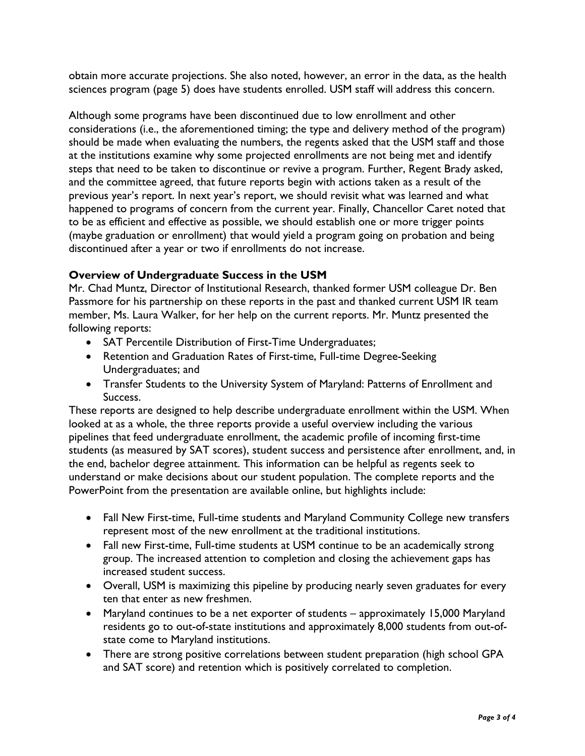obtain more accurate projections. She also noted, however, an error in the data, as the health sciences program (page 5) does have students enrolled. USM staff will address this concern.

Although some programs have been discontinued due to low enrollment and other considerations (i.e., the aforementioned timing; the type and delivery method of the program) should be made when evaluating the numbers, the regents asked that the USM staff and those at the institutions examine why some projected enrollments are not being met and identify steps that need to be taken to discontinue or revive a program. Further, Regent Brady asked, and the committee agreed, that future reports begin with actions taken as a result of the previous year's report. In next year's report, we should revisit what was learned and what happened to programs of concern from the current year. Finally, Chancellor Caret noted that to be as efficient and effective as possible, we should establish one or more trigger points (maybe graduation or enrollment) that would yield a program going on probation and being discontinued after a year or two if enrollments do not increase.

**Overview of Undergraduate Success in the USM**

Mr. Chad Muntz, Director of Institutional Research, thanked former USM colleague Dr. Ben Passmore for his partnership on these reports in the past and thanked current USM IR team member, Ms. Laura Walker, for her help on the current reports. Mr. Muntz presented the following reports:

- SAT Percentile Distribution of First-Time Undergraduates;
- Retention and Graduation Rates of First-time, Full-time Degree-Seeking Undergraduates; and
- Transfer Students to the University System of Maryland: Patterns of Enrollment and Success.

These reports are designed to help describe undergraduate enrollment within the USM. When looked at as a whole, the three reports provide a useful overview including the various pipelines that feed undergraduate enrollment, the academic profile of incoming first-time students (as measured by SAT scores), student success and persistence after enrollment, and, in the end, bachelor degree attainment. This information can be helpful as regents seek to understand or make decisions about our student population. The complete reports and the PowerPoint from the presentation are available online, but highlights include:

- Fall New First-time, Full-time students and Maryland Community College new transfers represent most of the new enrollment at the traditional institutions.
- Fall new First-time, Full-time students at USM continue to be an academically strong group. The increased attention to completion and closing the achievement gaps has increased student success.
- Overall, USM is maximizing this pipeline by producing nearly seven graduates for every ten that enter as new freshmen.
- Maryland continues to be a net exporter of students – approximately 15,000 Maryland residents go to out-of-state institutions and approximately 8,000 students from out-of-state come to Maryland institutions.
- There are strong positive correlations between student preparation (high school GPA and SAT score) and retention which is positively correlated to completion.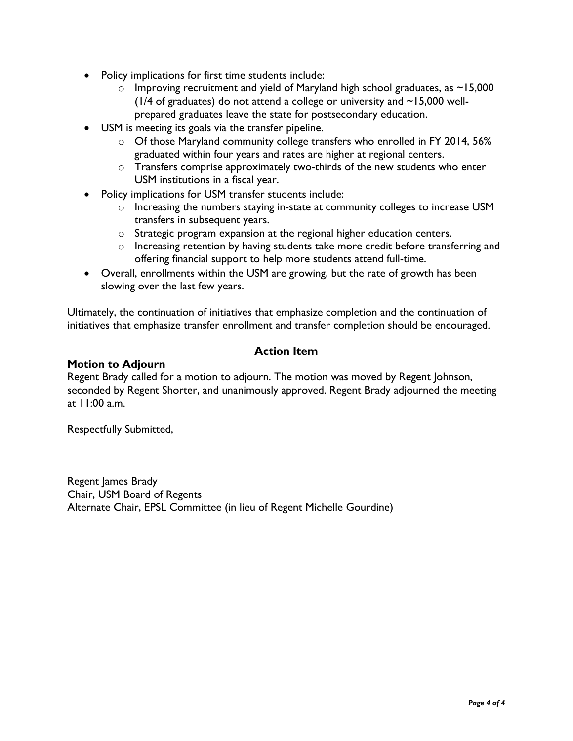- Policy implications for first time students include:
    - Improving recruitment and yield of Maryland high school graduates, as ~15,000 (1/4 of graduates) do not attend a college or university and ~15,000 well-prepared graduates leave the state for postsecondary education.
- USM is meeting its goals via the transfer pipeline.
    - Of those Maryland community college transfers who enrolled in FY 2014, 56% graduated within four years and rates are higher at regional centers.
    - Transfers comprise approximately two-thirds of the new students who enter USM institutions in a fiscal year.
- Policy implications for USM transfer students include:
    - Increasing the numbers staying in-state at community colleges to increase USM transfers in subsequent years.
    - Strategic program expansion at the regional higher education centers.
    - Increasing retention by having students take more credit before transferring and offering financial support to help more students attend full-time.
- Overall, enrollments within the USM are growing, but the rate of growth has been slowing over the last few years.

Ultimately, the continuation of initiatives that emphasize completion and the continuation of initiatives that emphasize transfer enrollment and transfer completion should be encouraged.

## Action Item

**Motion to Adjourn**

Regent Brady called for a motion to adjourn. The motion was moved by Regent Johnson, seconded by Regent Shorter, and unanimously approved. Regent Brady adjourned the meeting at 11:00 a.m.

Respectfully Submitted,

Regent James Brady
Chair, USM Board of Regents
Alternate Chair, EPSL Committee (in lieu of Regent Michelle Gourdine)